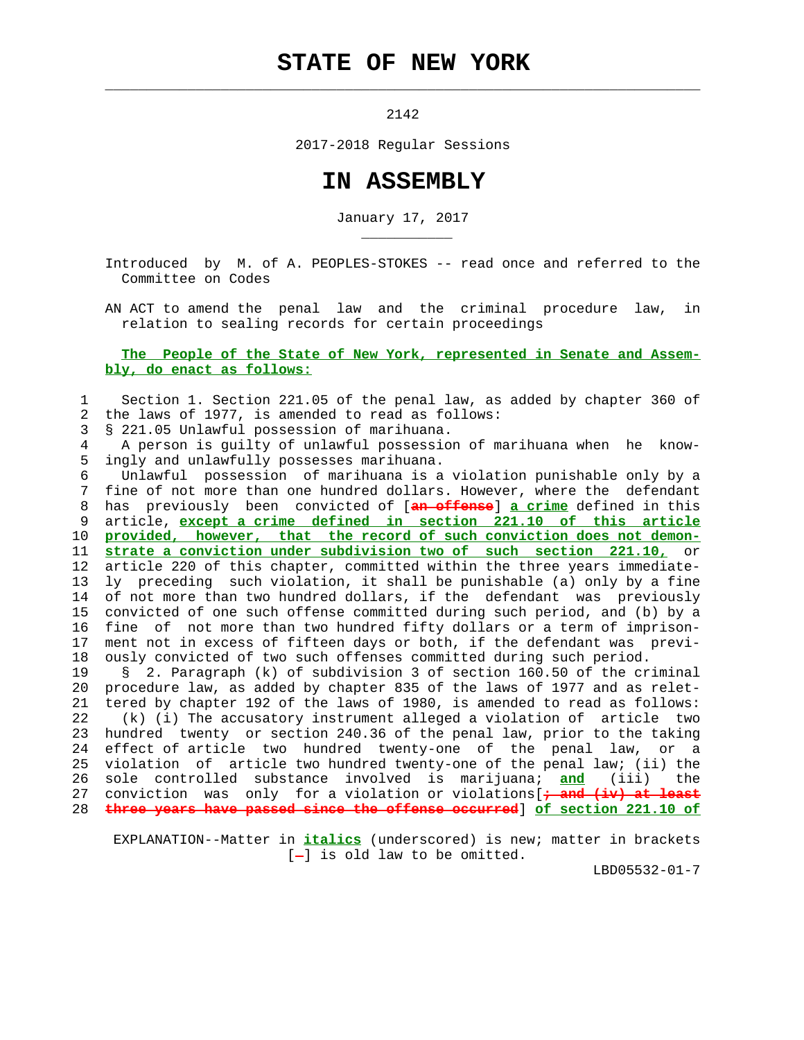# STATE OF NEW YORK

2142

2017-2018 Regular Sessions

# IN ASSEMBLY

January 17, 2017

Introduced by M. of A. PEOPLES-STOKES -- read once and referred to the Committee on Codes

AN ACT to amend the penal law and the criminal procedure law, in relation to sealing records for certain proceedings

**The People of the State of New York, represented in Senate and Assembly, do enact as follows:**

Section 1. Section 221.05 of the penal law, as added by chapter 360 of the laws of 1977, is amended to read as follows:

§ 221.05 Unlawful possession of marihuana.

A person is guilty of unlawful possession of marihuana when he knowingly and unlawfully possesses marihuana.

Unlawful possession of marihuana is a violation punishable only by a fine of not more than one hundred dollars. However, where the defendant has previously been convicted of [~~an offense~~] ***a crime*** defined in this article, ***except a crime defined in section 221.10 of this article provided, however, that the record of such conviction does not demonstrate a conviction under subdivision two of such section 221.10,*** or article 220 of this chapter, committed within the three years immediately preceding such violation, it shall be punishable (a) only by a fine of not more than two hundred dollars, if the defendant was previously convicted of one such offense committed during such period, and (b) by a fine of not more than two hundred fifty dollars or a term of imprisonment not in excess of fifteen days or both, if the defendant was previously convicted of two such offenses committed during such period.

§ 2. Paragraph (k) of subdivision 3 of section 160.50 of the criminal procedure law, as added by chapter 835 of the laws of 1977 and as relettered by chapter 192 of the laws of 1980, is amended to read as follows:

(k) (i) The accusatory instrument alleged a violation of article two hundred twenty or section 240.36 of the penal law, prior to the taking effect of article two hundred twenty-one of the penal law, or a violation of article two hundred twenty-one of the penal law; (ii) the sole controlled substance involved is marijuana; ***and*** (iii) the conviction was only for a violation or violations[~~; and (iv) at least three years have passed since the offense occurred~~] ***of section 221.10 of***

EXPLANATION--Matter in ***italics*** (underscored) is new; matter in brackets [~~-~~] is old law to be omitted.

LBD05532-01-7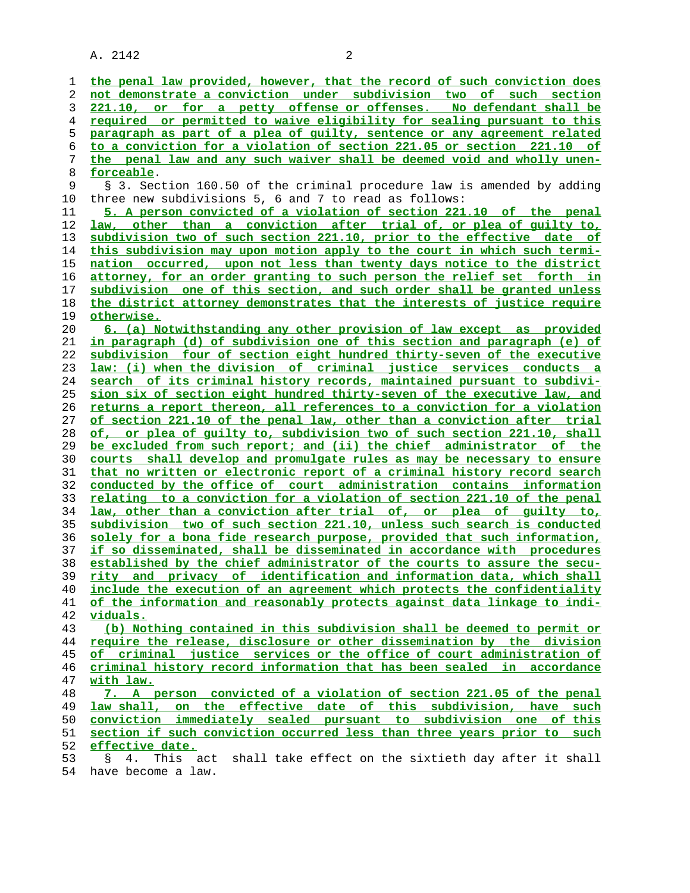the penal law provided, however, that the record of such conviction does not demonstrate a conviction under subdivision two of such section 221.10, or for a petty offense or offenses. No defendant shall be required or permitted to waive eligibility for sealing pursuant to this paragraph as part of a plea of guilty, sentence or any agreement related to a conviction for a violation of section 221.05 or section 221.10 of the penal law and any such waiver shall be deemed void and wholly unenforceable.

§ 3. Section 160.50 of the criminal procedure law is amended by adding three new subdivisions 5, 6 and 7 to read as follows:

5. A person convicted of a violation of section 221.10 of the penal law, other than a conviction after trial of, or plea of guilty to, subdivision two of such section 221.10, prior to the effective date of this subdivision may upon motion apply to the court in which such termination occurred, upon not less than twenty days notice to the district attorney, for an order granting to such person the relief set forth in subdivision one of this section, and such order shall be granted unless the district attorney demonstrates that the interests of justice require otherwise.

6. (a) Notwithstanding any other provision of law except as provided in paragraph (d) of subdivision one of this section and paragraph (e) of subdivision four of section eight hundred thirty-seven of the executive law: (i) when the division of criminal justice services conducts a search of its criminal history records, maintained pursuant to subdivision six of section eight hundred thirty-seven of the executive law, and returns a report thereon, all references to a conviction for a violation of section 221.10 of the penal law, other than a conviction after trial of, or plea of guilty to, subdivision two of such section 221.10, shall be excluded from such report; and (ii) the chief administrator of the courts shall develop and promulgate rules as may be necessary to ensure that no written or electronic report of a criminal history record search conducted by the office of court administration contains information relating to a conviction for a violation of section 221.10 of the penal law, other than a conviction after trial of, or plea of guilty to, subdivision two of such section 221.10, unless such search is conducted solely for a bona fide research purpose, provided that such information, if so disseminated, shall be disseminated in accordance with procedures established by the chief administrator of the courts to assure the security and privacy of identification and information data, which shall include the execution of an agreement which protects the confidentiality of the information and reasonably protects against data linkage to individuals.

(b) Nothing contained in this subdivision shall be deemed to permit or require the release, disclosure or other dissemination by the division of criminal justice services or the office of court administration of criminal history record information that has been sealed in accordance with law.

7. A person convicted of a violation of section 221.05 of the penal law shall, on the effective date of this subdivision, have such conviction immediately sealed pursuant to subdivision one of this section if such conviction occurred less than three years prior to such effective date.

§ 4. This act shall take effect on the sixtieth day after it shall have become a law.